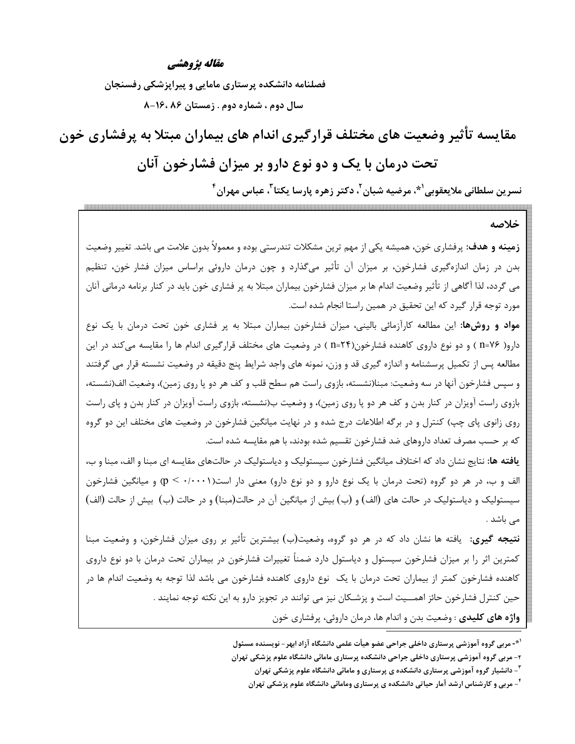**مقاله پژوهشی**

**فصلنامه دانشکده پرستاری مامایی و پیراپزشکی رفسنجان**

**سال دوم ، شماره دوم . زمستان ۸۶ ،۱۶-۸**

# مقایسه تأثیر وضعیت های مختلف قرارگیری اندام های بیماران مبتلا به پرفشاری خون تحت درمان با یک و دو نوع دارو بر میزان فشارخون آنان

**نسرین سلطانی ملایعقوبی[۱*]، مرضیه شبان[۲]، دکتر زهره پارسا یکتا[۳]، عباس مهران[۴]**

## خلاصه

**زمینه و هدف:** پرفشاری خون، همیشه یکی از مهم ترین مشکلات تندرستی بوده و معمولاً بدون علامت می باشد. تغییر وضعیت بدن در زمان اندازه‌گیری فشارخون، بر میزان آن تأثیر می‌گذارد و چون درمان داروئی براساس میزان فشار خون، تنظیم می گردد، لذا آگاهی از تأثیر وضعیت اندام ها بر میزان فشارخون بیماران مبتلا به پر فشاری خون باید در کنار برنامه درمانی آنان مورد توجه قرار گیرد که این تحقیق در همین راستا انجام شده است.

**مواد و روش‌ها:** این مطالعه کارآزمائی بالینی، میزان فشارخون بیماران مبتلا به پر فشاری خون تحت درمان با یک نوع دارو( n=۷۶ ) و دو نوع داروی کاهنده فشارخون(n=۲۴ ) در وضعیت های مختلف قرارگیری اندام ها را مقایسه می‌کند در این مطالعه پس از تکمیل پرسشنامه و اندازه گیری قد و وزن، نمونه های واجد شرایط پنج دقیقه در وضعیت نشسته قرار می گرفتند و سپس فشارخون آنها در سه وضعیت: مبنا(نشسته، بازوی راست هم سطح قلب و کف هر دو پا روی زمین)، وضعیت الف(نشسته، بازوی راست آویزان در کنار بدن و کف هر دو پا روی زمین)، و وضعیت ب(نشسته، بازوی راست آویزان در کنار بدن و پای راست روی زانوی پای چپ) کنترل و در برگه اطلاعات درج شده و در نهایت میانگین فشارخون در وضعیت های مختلف این دو گروه که بر حسب مصرف تعداد داروهای ضد فشارخون تقسیم شده بودند، با هم مقایسه شده است.

**یافته ها:** نتایج نشان داد که اختلاف میانگین فشارخون سیستولیک و دیاستولیک در حالت‌های مقایسه ای مبنا و الف، مبنا و ب، الف و ب، در هر دو گروه (تحت درمان با یک نوع دارو و دو نوع دارو) معنی دار است(p < ۰/۰۰۰۱) و میانگین فشارخون سیستولیک و دیاستولیک در حالت های (الف) و (ب) بیش از میانگین آن در حالت(مبنا) و در حالت (ب) بیش از حالت (الف) می باشد .

**نتیجه گیری:** یافته ها نشان داد که در هر دو گروه، وضعیت(ب) بیشترین تأثیر بر روی میزان فشارخون، و وضعیت مبنا کمترین اثر را بر میزان فشارخون سیستول و دیاستول دارد ضمناً تغییرات فشارخون در بیماران تحت درمان با دو نوع داروی کاهنده فشارخون کمتر از بیماران تحت درمان با یک نوع داروی کاهنده فشارخون می باشد لذا توجه به وضعیت اندام ها در حین کنترل فشارخون حائز اهمـیت است و پزشـکان نیز می توانند در تجویز دارو به این نکته توجه نمایند .

**واژه های کلیدی** : وضعیت بدن و اندام ها، درمان داروئی، پرفشاری خون

---

[۱*]- مربی گروه آموزشی پرستاری داخلی جراحی عضو هیأت علمی دانشگاه آزاد ابهر- نویسنده مسئول

[۲]- مربی گروه آموزشی پرستاری داخلی جراحی دانشکده پرستاری مامائی دانشگاه علوم پزشکی تهران

[۳]- دانشیار گروه آموزشی پرستاری دانشکده ی پرستاری و مامائی دانشگاه علوم پزشکی تهران

[۴]- مربی و کارشناس ارشد آمار حیاتی دانشکده ی پرستاری ومامائی دانشگاه علوم پزشکی تهران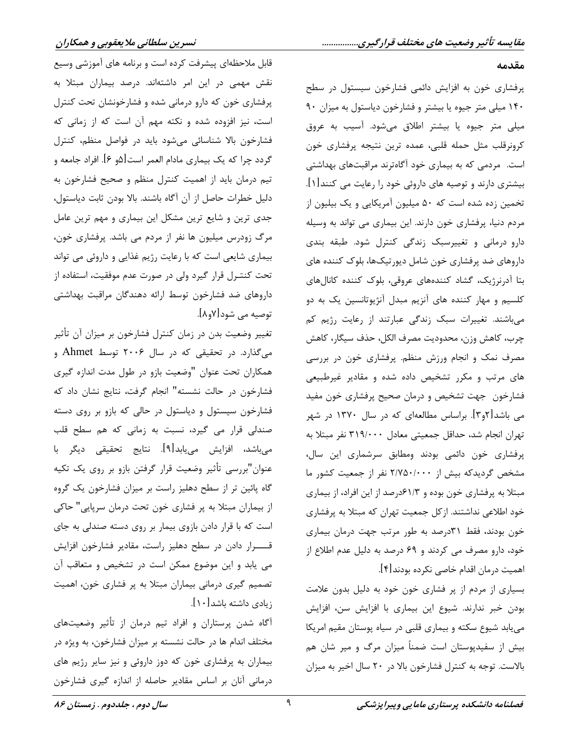## مقدمه

پرفشاری خون به افزایش دائمی فشارخون سیستول در سطح ۱۴۰ میلی متر جیوه یا بیشتر و فشارخون دیاستول به میزان ۹۰ میلی متر جیوه یا بیشتر اطلاق می‌شود. آسیب به عروق کرونرقلب مثل حمله قلبی، عمده ترین نتیجه پرفشاری خون است. مردمی که به بیماری خود آگاه‌ترند مراقبت‌های بهداشتی بیشتری دارند و توصیه های داروئی خود را رعایت می کنند[۱]. تخمین زده شده است که ۵۰ میلیون آمریکایی و یک بیلیون از مردم دنیا، پرفشاری خون دارند. این بیماری می تواند به وسیله دارو درمانی و تغییرسبک زندگی کنترل شود. طبقه بندی داروهای ضد پرفشاری خون شامل دیورتیک‌ها، بلوک کننده های بتا آدرنرژیک، گشاد کننده‌های عروقی، بلوک کننده کانال‌های کلسیم و مهار کننده های آنزیم مبدل آنژیوتانسین یک به دو می‌باشند. تغییرات سبک زندگی عبارتند از رعایت رژیم کم چرب، کاهش وزن، محدودیت مصرف الکل، حذف سیگار، کاهش مصرف نمک و انجام ورزش منظم. پرفشاری خون در بررسی های مرتب و مکرر تشخیص داده شده و مقادیر غیرطبیعی فشارخون جهت تشخیص و درمان صحیح پرفشاری خون مفید می باشد[۲و۳]. براساس مطالعه‌ای که در سال ۱۳۷۰ در شهر تهران انجام شد، حداقل جمعیتی معادل ۳۱۹/۰۰۰ نفر مبتلا به پرفشاری خون دائمی بودند ومطابق سرشماری این سال، مشخص گردیدکه بیش از ۲/۷۵۰/۰۰۰ نفر از جمعیت کشور ما مبتلا به پرفشاری خون بوده و ۶۱/۳درصد از این افراد، از بیماری خود اطلاعی نداشتند. ازکل جمعیت تهران که مبتلا به پرفشاری خون بودند، فقط ۳۱درصد به طور مرتب جهت درمان بیماری خود، دارو مصرف می کردند و ۶۹ درصد به دلیل عدم اطلاع از اهمیت درمان اقدام خاصی نکرده بودند[۴].

بسیاری از مردم از پر فشاری خون خود به دلیل بدون علامت بودن خبر ندارند. شیوع این بیماری با افزایش سن، افزایش می‌یابد شیوع سکته و بیماری قلبی در سیاه پوستان مقیم امریکا بیش از سفیدپوستان است ضمناً میزان مرگ و میر شان هم بالاست. توجه به کنترل فشارخون بالا در ۲۰ سال اخیر به میزان قابل ملاحظه‌ای پیشرفت کرده است و برنامه های آموزشی وسیع نقش مهمی در این امر داشته‌اند. درصد بیماران مبتلا به پرفشاری خون که دارو درمانی شده و فشارخونشان تحت کنترل است، نیز افزوده شده و نکته مهم آن است که از زمانی که فشارخون بالا شناسائی می‌شود باید در فواصل منظم، کنترل گردد چرا که یک بیماری مادام العمر است[۵و ۶]. افراد جامعه و تیم درمان باید از اهمیت کنترل منظم و صحیح فشارخون به دلیل خطرات حاصل از آن آگاه باشند. بالا بودن ثابت دیاستول، جدی ترین و شایع ترین مشکل این بیماری و مهم ترین عامل مرگ زودرس میلیون ها نفر از مردم می باشد. پرفشاری خون، بیماری شایعی است که با رعایت رژیم غذایی و داروئی می تواند تحت کنتـرل قرار گیرد ولی در صورت عدم موفقیت، استفاده از داروهای ضد فشارخون توسط ارائه دهندگان مراقبت بهداشتی توصیه می شود[۷و۸].

تغییر وضعیت بدن در زمان کنترل فشارخون بر میزان آن تأثیر می‌گذارد. در تحقیقی که در سال ۲۰۰۶ توسط Ahmet و همکاران تحت عنوان "وضعیت بازو در طول مدت اندازه گیری فشارخون در حالت نشسته" انجام گرفت، نتایج نشان داد که فشارخون سیستول و دیاستول در حالی که بازو بر روی دسته صندلی قرار می گیرد، نسبت به زمانی که هم سطح قلب می‌باشد، افزایش می‌یابد[۹]. نتایج تحقیقی دیگر با عنوان"بررسی تأثیر وضعیت قرار گرفتن بازو بر روی یک تکیه گاه پائین تر از سطح دهلیز راست بر میزان فشارخون یک گروه از بیماران مبتلا به پر فشاری خون تحت درمان سرپایی" حاکی است که با قرار دادن بازوی بیمار بر روی دسته صندلی به جای قـــرار دادن در سطح دهلیز راست، مقادیر فشارخون افزایش می یابد و این موضوع ممکن است در تشخیص و متعاقب آن تصمیم گیری درمانی بیماران مبتلا به پر فشاری خون، اهمیت زیادی داشته باشد[۱۰].

آگاه شدن پرستاران و افراد تیم درمان از تأثیر وضعیت‌های مختلف اندام ها در حالت نشسته بر میزان فشارخون، به ویژه در بیماران به پرفشاری خون که دوز داروئی و نیز سایر رژیم های درمانی آنان بر اساس مقادیر حاصله از اندازه گیری فشارخون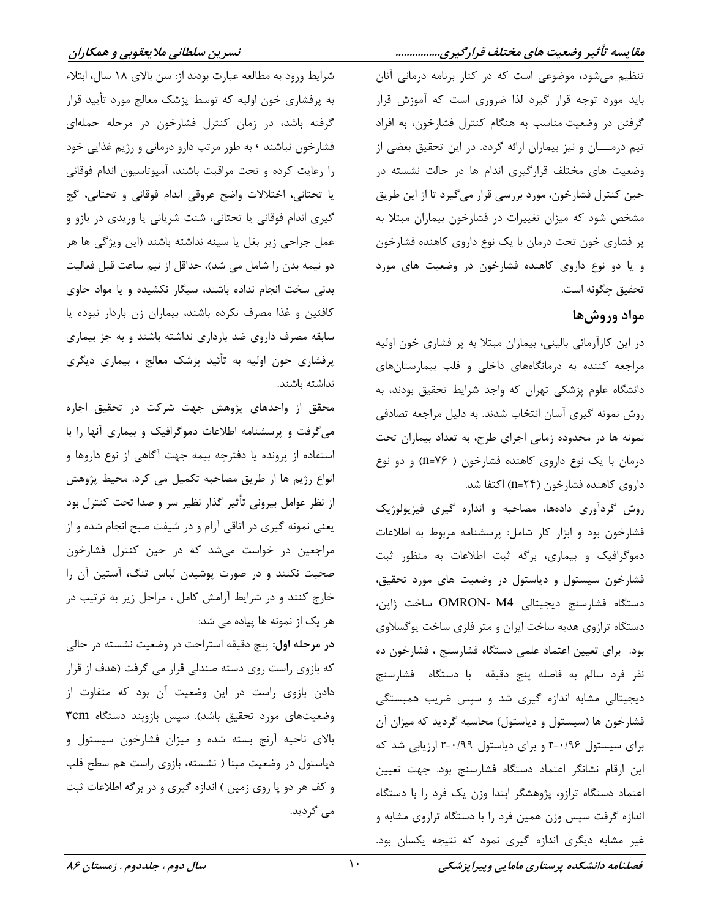تنظیم می‌شود، موضوعی است که در کنار برنامه درمانی آنان باید مورد توجه قرار گیرد لذا ضروری است که آموزش قرار گرفتن در وضعیت مناسب به هنگام کنترل فشارخون، به افراد تیم درمــــان و نیز بیماران ارائه گردد. در این تحقیق بعضی از وضعیت های مختلف قرارگیری اندام ها در حالت نشسته در حین کنترل فشارخون، مورد بررسی قرار می‌گیرد تا از این طریق مشخص شود که میزان تغییرات در فشارخون بیماران مبتلا به پر فشاری خون تحت درمان با یک نوع داروی کاهنده فشارخون و یا دو نوع داروی کاهنده فشارخون در وضعیت های مورد تحقیق چگونه است.

## مواد وروش‌ها

در این کارآزمائی بالینی، بیماران مبتلا به پر فشاری خون اولیه مراجعه کننده به درمانگاه‌های داخلی و قلب بیمارستان‌های دانشگاه علوم پزشکی تهران که واجد شرایط تحقیق بودند، به روش نمونه گیری آسان انتخاب شدند. به دلیل مراجعه تصادفی نمونه ها در محدوده زمانی اجرای طرح، به تعداد بیماران تحت درمان با یک نوع داروی کاهنده فشارخون ( n=۷۶) و دو نوع داروی کاهنده فشارخون (n=۲۴) اکتفا شد.

روش گردآوری داده‌ها، مصاحبه و اندازه گیری فیزیولوژیک فشارخون بود و ابزار کار شامل: پرسشنامه مربوط به اطلاعات دموگرافیک و بیماری، برگه ثبت اطلاعات به منظور ثبت فشارخون سیستول و دیاستول در وضعیت های مورد تحقیق، دستگاه فشارسنج دیجیتالی OMRON- M4 ساخت ژاپن، دستگاه ترازوی هدیه ساخت ایران و متر فلزی ساخت یوگسلاوی بود. برای تعیین اعتماد علمی دستگاه فشارسنج ، فشارخون ده نفر فرد سالم به فاصله پنج دقیقه با دستگاه فشارسنج دیجیتالی مشابه اندازه گیری شد و سپس ضریب همبستگی فشارخون ها (سیستول و دیاستول) محاسبه گردید که میزان آن برای سیستول r=۰/۹۶ و برای دیاستول r=۰/۹۹ ارزیابی شد که این ارقام نشانگر اعتماد دستگاه فشارسنج بود. جهت تعیین اعتماد دستگاه ترازو، پژوهشگر ابتدا وزن یک فرد را با دستگاه اندازه گرفت سپس وزن همین فرد را با دستگاه ترازوی مشابه و غیر مشابه دیگری اندازه گیری نمود که نتیجه یکسان بود.

شرایط ورود به مطالعه عبارت بودند از: سن بالای ۱۸ سال، ابتلاء به پرفشاری خون اولیه که توسط پزشک معالج مورد تأیید قرار گرفته باشد، در زمان کنترل فشارخون در مرحله حمله‌ای فشارخون نباشند ، به طور مرتب دارو درمانی و رژیم غذایی خود را رعایت کرده و تحت مراقبت باشند، آمپوتاسیون اندام فوقانی یا تحتانی، اختلالات واضح عروقی اندام فوقانی و تحتانی، گچ گیری اندام فوقانی یا تحتانی، شنت شریانی یا وریدی در بازو و عمل جراحی زیر بغل یا سینه نداشته باشند (این ویژگی ها هر دو نیمه بدن را شامل می شد)، حداقل از نیم ساعت قبل فعالیت بدنی سخت انجام نداده باشند، سیگار نکشیده و یا مواد حاوی کافئین و غذا مصرف نکرده باشند، بیماران زن باردار نبوده یا سابقه مصرف داروی ضد بارداری نداشته باشند و به جز بیماری پرفشاری خون اولیه به تأئید پزشک معالج ، بیماری دیگری نداشته باشند.

محقق از واحدهای پژوهش جهت شرکت در تحقیق اجازه می‌گرفت و پرسشنامه اطلاعات دموگرافیک و بیماری آنها را با استفاده از پرونده یا دفترچه بیمه جهت آگاهی از نوع داروها و انواع رژیم ها از طریق مصاحبه تکمیل می کرد. محیط پژوهش از نظر عوامل بیرونی تأثیر گذار نظیر سر و صدا تحت کنترل بود یعنی نمونه گیری در اتاقی آرام و در شیفت صبح انجام شده و از مراجعین در خواست می‌شد که در حین کنترل فشارخون صحبت نکنند و در صورت پوشیدن لباس تنگ، آستین آن را خارج کنند و در شرایط آرامش کامل ، مراحل زیر به ترتیب در هر یک از نمونه ها پیاده می شد:

**در مرحله اول**: پنج دقیقه استراحت در وضعیت نشسته در حالی که بازوی راست روی دسته صندلی قرار می گرفت (هدف از قرار دادن بازوی راست در این وضعیت آن بود که متفاوت از وضعیت‌های مورد تحقیق باشد). سپس بازوبند دستگاه ۳cm بالای ناحیه آرنج بسته شده و میزان فشارخون سیستول و دیاستول در وضعیت مبنا ( نشسته، بازوی راست هم سطح قلب و کف هر دو پا روی زمین ) اندازه گیری و در برگه اطلاعات ثبت می گردید.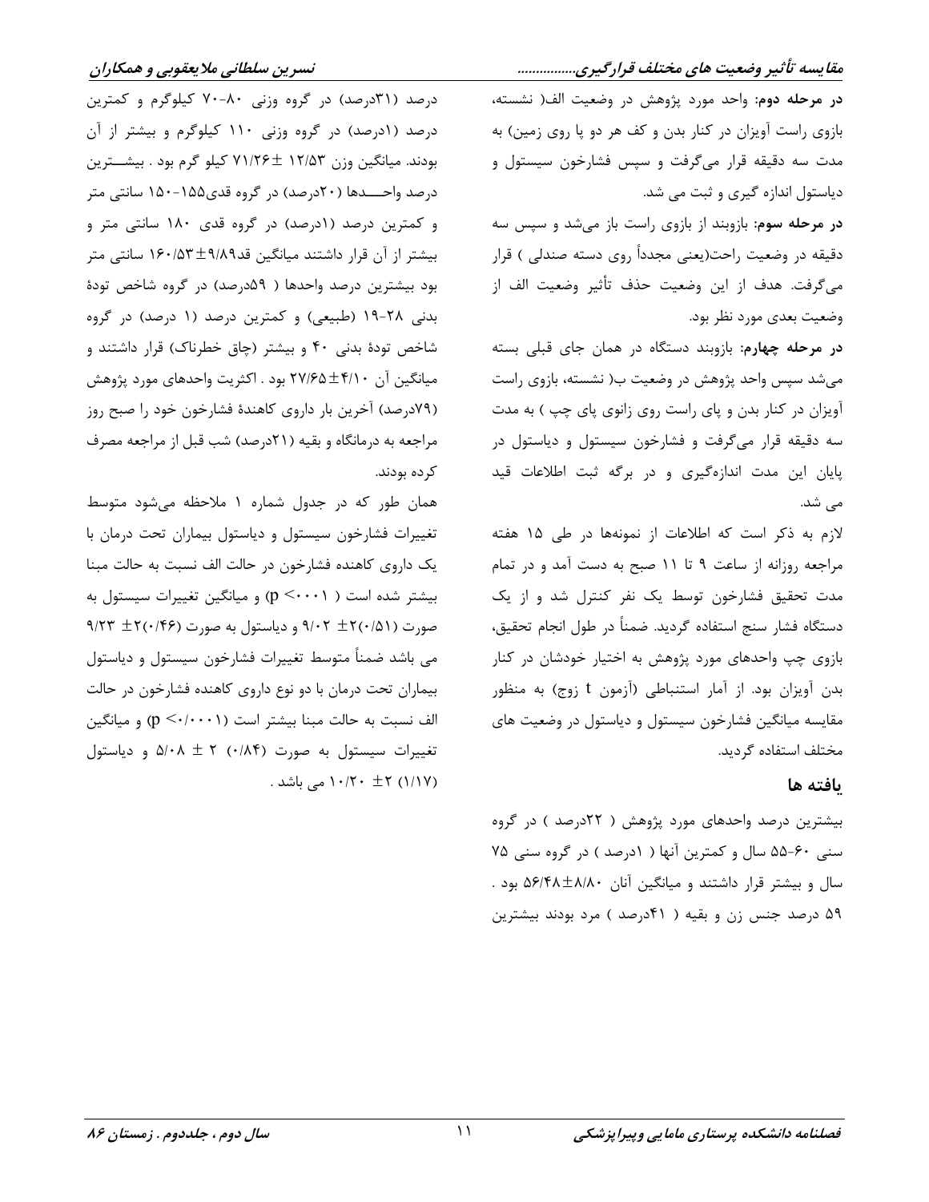**در مرحله دوم:** واحد مورد پژوهش در وضعیت الف( نشسته، بازوی راست آویزان در کنار بدن و کف هر دو پا روی زمین) به مدت سه دقیقه قرار می‌گرفت و سپس فشارخون سیستول و دیاستول اندازه گیری و ثبت می شد.

**در مرحله سوم:** بازوبند از بازوی راست باز می‌شد و سپس سه دقیقه در وضعیت راحت(یعنی مجدداً روی دسته صندلی ) قرار می‌گرفت. هدف از این وضعیت حذف تأثیر وضعیت الف از وضعیت بعدی مورد نظر بود.

**در مرحله چهارم:** بازوبند دستگاه در همان جای قبلی بسته می‌شد سپس واحد پژوهش در وضعیت ب( نشسته، بازوی راست آویزان در کنار بدن و پای راست روی زانوی پای چپ ) به مدت سه دقیقه قرار می‌گرفت و فشارخون سیستول و دیاستول در پایان این مدت اندازه‌گیری و در برگه ثبت اطلاعات قید می شد.

لازم به ذکر است که اطلاعات از نمونه‌ها در طی ۱۵ هفته مراجعه روزانه از ساعت ۹ تا ۱۱ صبح به دست آمد و در تمام مدت تحقیق فشارخون توسط یک نفر کنترل شد و از یک دستگاه فشار سنج استفاده گردید. ضمناً در طول انجام تحقیق، بازوی چپ واحدهای مورد پژوهش به اختیار خودشان در کنار بدن آویزان بود. از آمار استنباطی (آزمون t زوج) به منظور مقایسه میانگین فشارخون سیستول و دیاستول در وضعیت های مختلف استفاده گردید.

## یافته ها

بیشترین درصد واحدهای مورد پژوهش ( ۲۲درصد ) در گروه سنی ۶۰-۵۵ سال و کمترین آنها ( ۱درصد ) در گروه سنی ۷۵ سال و بیشتر قرار داشتند و میانگین آنان ۸/۸۰±۵۶/۴۸ بود . ۵۹ درصد جنس زن و بقیه ( ۴۱درصد ) مرد بودند بیشترین درصد (۳۱درصد) در گروه وزنی ۸۰-۷۰ کیلوگرم و کمترین درصد (۱درصد) در گروه وزنی ۱۱۰ کیلوگرم و بیشتر از آن بودند. میانگین وزن ۱۲/۵۳ ±۷۱/۲۶ کیلو گرم بود . بیشـــترین درصد واحـــدها (۲۰درصد) در گروه قدی۱۵۵-۱۵۰ سانتی متر و کمترین درصد (۱درصد) در گروه قدی ۱۸۰ سانتی متر و بیشتر از آن قرار داشتند میانگین قد۹/۸۹±۱۶۰/۵۳ سانتی متر بود بیشترین درصد واحدها ( ۵۹درصد) در گروه شاخص تودهٔ بدنی ۲۸-۱۹ (طبیعی) و کمترین درصد (۱ درصد) در گروه شاخص تودهٔ بدنی ۴۰ و بیشتر (چاق خطرناک) قرار داشتند و میانگین آن ۴/۱۰±۲۷/۶۵ بود . اکثریت واحدهای مورد پژوهش (۷۹درصد) آخرین بار داروی کاهندهٔ فشارخون خود را صبح روز مراجعه به درمانگاه و بقیه (۲۱درصد) شب قبل از مراجعه مصرف کرده بودند.

همان طور که در جدول شماره ۱ ملاحظه می‌شود متوسط تغییرات فشارخون سیستول و دیاستول بیماران تحت درمان با یک داروی کاهنده فشارخون در حالت الف نسبت به حالت مبنا بیشتر شده است ( p <۰۰۰۱ ) و میانگین تغییرات سیستول به صورت (۰/۵۱)۲± ۹/۰۲ و دیاستول به صورت (۰/۴۶)۲± ۹/۲۳ می باشد ضمناً متوسط تغییرات فشارخون سیستول و دیاستول بیماران تحت درمان با دو نوع داروی کاهنده فشارخون در حالت الف نسبت به حالت مبنا بیشتر است (p <۰/۰۰۰۱) و میانگین تغییرات سیستول به صورت (۰/۸۴) ۲ ± ۵/۰۸ و دیاستول (۱/۱۷) ۲± ۱۰/۲۰ می باشد .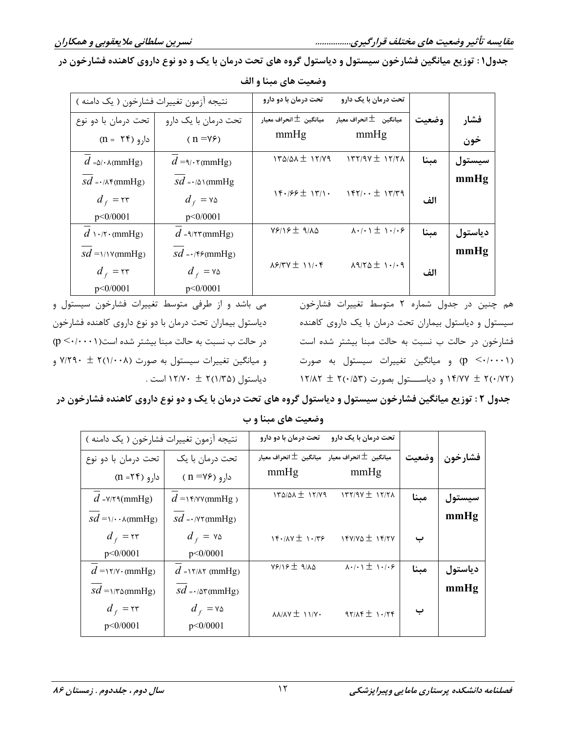**جدول۱: توزیع میانگین فشارخون سیستول و دیاستول گروه های تحت درمان با یک و دو نوع داروی کاهنده فشارخون در وضعیت های مبنا و الف**

| فشار خون | وضعیت | تحت درمان با یک دارو میانگین ± انحراف معیار mmHg | تحت درمان با دو دارو میانگین ± انحراف معیار mmHg | نتیجه آزمون تغییرات فشارخون ( یک دامنه ) تحت درمان با یک دارو ( n =۷۶) | نتیجه آزمون تغییرات فشارخون ( یک دامنه ) تحت درمان با دو نوع دارو (n = ۲۴) |
|---|---|---|---|---|---|
| سیستول mmHg | مبنا | ۱۳۲/۹۷ ± ۱۲/۲۸ | ۱۳۵/۵۸ ± ۱۲/۷۹ | $\overline{d}$ =۹/۰۲(mmHg) | $\overline{d}$ =۵/۰۸(mmHg) |
| | | | | $\overline{sd}$ =۰/۵۱(mmHg | $\overline{sd}$ =۰/۸۴(mmHg) |
| | الف | ۱۴۲/۰۰ ± ۱۳/۳۹ | ۱۴۰/۶۶ ± ۱۳/۱۰ | $d_f$ = ۷۵ | $d_f$ = ۲۳ |
| | | | | p<0/0001 | p<0/0001 |
| دیاستول mmHg | مبنا | ۸۰/۰۱ ± ۱۰/۰۶ | ۷۶/۱۶ ± ۹/۸۵ | $\overline{d}$ =۹/۲۳(mmHg) | $\overline{d}$ ۱۰/۲۰(mmHg) |
| | | | | $\overline{sd}$ =۰/۴۶(mmHg) | $\overline{sd}$ =۱/۱۷(mmHg) |
| | الف | ۸۹/۲۵ ± ۱۰/۰۹ | ۸۶/۳۷ ± ۱۱/۰۴ | $d_f$ = ۷۵ | $d_f$ = ۲۳ |
| | | | | p<0/0001 | p<0/0001 |

هم چنین در جدول شماره ۲ متوسط تغییرات فشارخون سیستول و دیاستول بیماران تحت درمان با یک داروی کاهنده فشارخون در حالت ب نسبت به حالت مبنا بیشتر شده است (p <۰/۰۰۰۱) و میانگین تغییرات سیستول به صورت ۲(۰/۷۲) ± ۱۴/۷۷ و دیاستول بصورت ۲(۰/۵۳) ± ۱۲/۸۲ می باشد و از طرفی متوسط تغییرات فشارخون سیستول و دیاستول بیماران تحت درمان با دو نوع داروی کاهنده فشارخون در حالت ب نسبت به حالت مبنا بیشتر شده است(p <۰/۰۰۰۱) و میانگین تغییرات سیستول به صورت ۲(۱/۰۰۸) ± ۷/۲۹۰ و دیاستول ۲(۱/۳۵) ± ۱۲/۷۰ است .

**جدول ۲: توزیع میانگین فشارخون سیستول و دیاستول گروه های تحت درمان با یک و دو نوع داروی کاهنده فشارخون در وضعیت های مبنا و ب**

| فشارخون | وضعیت | تحت درمان با یک دارو میانگین ± انحراف معیار mmHg | تحت درمان با دو دارو میانگین ± انحراف معیار mmHg | نتیجه آزمون تغییرات فشارخون ( یک دامنه ) تحت درمان با یک دارو ( n =۷۶) | نتیجه آزمون تغییرات فشارخون ( یک دامنه ) تحت درمان با دو نوع دارو (n =۲۴) |
|---|---|---|---|---|---|
| سیستول mmHg | مبنا | ۱۳۲/۹۷ ± ۱۲/۲۸ | ۱۳۵/۵۸ ± ۱۲/۷۹ | $\overline{d}$ =۱۴/۷۷(mmHg ) | $\overline{d}$ =۷/۲۹(mmHg) |
| | | | | $\overline{sd}$ =۰/۷۲(mmHg) | $\overline{sd}$ =۱/۰۰۸(mmHg) |
| | ب | ۱۴۷/۷۵ ± ۱۴/۲۷ | ۱۴۰/۸۷ ± ۱۰/۳۶ | $d_f$ = ۷۵ | $d_f$ = ۲۳ |
| | | | | p<0/0001 | p<0/0001 |
| دیاستول mmHg | مبنا | ۸۰/۰۱ ± ۱۰/۰۶ | ۷۶/۱۶ ± ۹/۸۵ | $\overline{d}$ =۱۲/۸۲ (mmHg) | $\overline{d}$ =۱۲/۷۰(mmHg) |
| | | | | $\overline{sd}$ =۰/۵۳(mmHg) | $\overline{sd}$ =۱/۳۵(mmHg) |
| | ب | ۹۲/۸۴ ± ۱۰/۲۴ | ۸۸/۸۷ ± ۱۱/۷۰ | $d_f$ = ۷۵ | $d_f$ = ۲۳ |
| | | | | p<0/0001 | p<0/0001 |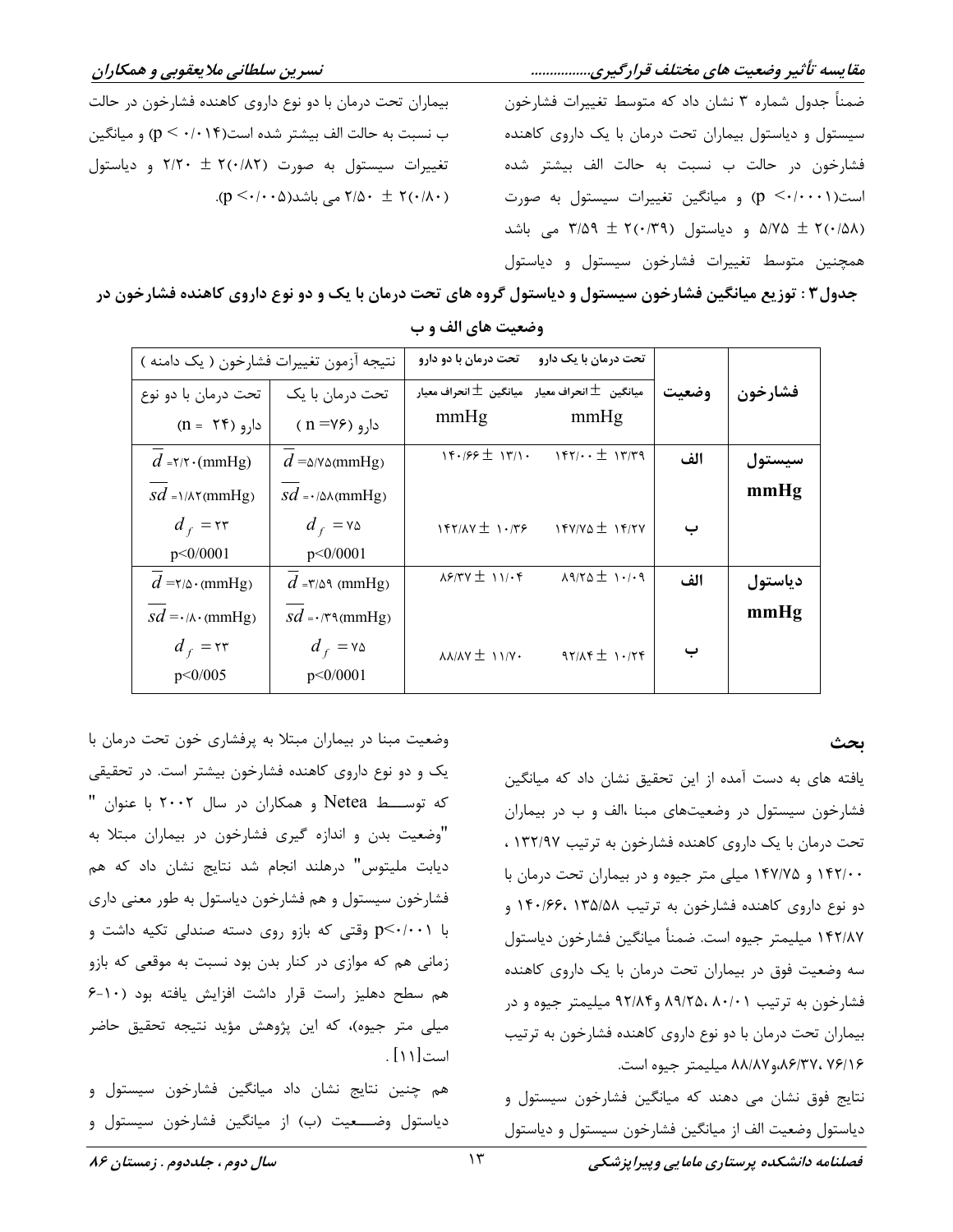ضمناً جدول شماره ۳ نشان داد که متوسط تغییرات فشارخون سیستول و دیاستول بیماران تحت درمان با یک داروی کاهنده فشارخون در حالت ب نسبت به حالت الف بیشتر شده است($p < ۰/۰۰۰۱$) و میانگین تغییرات سیستول به صورت (۰/۵۸)۲ ± ۵/۷۵ و دیاستول (۰/۳۹)۲ ± ۳/۵۹ می باشد همچنین متوسط تغییرات فشارخون سیستول و دیاستول بیماران تحت درمان با دو نوع داروی کاهنده فشارخون در حالت ب نسبت به حالت الف بیشتر شده است($p < ۰/۰۱۴$) و میانگین تغییرات سیستول به صورت (۰/۸۲)۲ ± ۲/۲۰ و دیاستول (۰/۸۰)۲ ± ۲/۵۰ می باشد($p < ۰/۰۰۵$).

**جدول۳ : توزیع میانگین فشارخون سیستول و دیاستول گروه های تحت درمان با یک و دو نوع داروی کاهنده فشارخون در وضعیت های الف و ب**

| فشارخون | وضعیت | تحت درمان با یک دارو | تحت درمان با دو دارو | نتیجه آزمون تغییرات فشارخون ( یک دامنه ) | |
|---|---|---|---|---|---|
| | | میانگین ± انحراف معیار mmHg | میانگین ± انحراف معیار mmHg | تحت درمان با یک دارو ( n =۷۶) | تحت درمان با دو نوع دارو (n = ۲۴) |
| سیستول mmHg | الف | ۱۴۲/۰۰ ± ۱۳/۳۹ | ۱۴۰/۶۶ ± ۱۳/۱۰ | $\overline{d}$ =۵/۷۵(mmHg) $\overline{sd}$ =۰/۵۸(mmHg) | $\overline{d}$ =۲/۲۰(mmHg) $\overline{sd}$ =۱/۸۲(mmHg) |
| | ب | ۱۴۷/۷۵ ± ۱۴/۲۷ | ۱۴۲/۸۷ ± ۱۰/۳۶ | $d_f$ =۷۵ p<0/0001 | $d_f$ =۲۳ p<0/0001 |
| دیاستول mmHg | الف | ۸۹/۲۵ ± ۱۰/۰۹ | ۸۶/۳۷ ± ۱۱/۰۴ | $\overline{d}$ =۳/۵۹ (mmHg) $\overline{sd}$ =۰/۳۹(mmHg) | $\overline{d}$ =۲/۵۰(mmHg) $\overline{sd}$ =۰/۸۰(mmHg) |
| | ب | ۹۲/۸۴ ± ۱۰/۲۴ | ۸۸/۸۷ ± ۱۱/۷۰ | $d_f$ =۷۵ p<0/0001 | $d_f$ =۲۳ p<0/005 |

## بحث

یافته های به دست آمده از این تحقیق نشان داد که میانگین فشارخون سیستول در وضعیت‌های مبنا ،الف و ب در بیماران تحت درمان با یک داروی کاهنده فشارخون به ترتیب ۱۳۲/۹۷ ، ۱۴۲/۰۰ و ۱۴۷/۷۵ میلی متر جیوه و در بیماران تحت درمان با دو نوع داروی کاهنده فشارخون به ترتیب ۱۳۵/۵۸، ۱۴۰/۶۶ و ۱۴۲/۸۷ میلیمتر جیوه است. ضمناً میانگین فشارخون دیاستول سه وضعیت فوق در بیماران تحت درمان با یک داروی کاهنده فشارخون به ترتیب ۸۰/۰۱، ۸۹/۲۵ و۹۲/۸۴ میلیمتر جیوه و در بیماران تحت درمان با دو نوع داروی کاهنده فشارخون به ترتیب ۷۶/۱۶، ۸۶/۳۷و۸۸/۸۷ میلیمتر جیوه است.

نتایج فوق نشان می دهند که میانگین فشارخون سیستول و دیاستول وضعیت الف از میانگین فشارخون سیستول و دیاستول وضعیت مبنا در بیماران مبتلا به پرفشاری خون تحت درمان با یک و دو نوع داروی کاهنده فشارخون بیشتر است. در تحقیقی که توسط Netea و همکاران در سال ۲۰۰۲ با عنوان "وضعیت بدن و اندازه گیری فشارخون در بیماران مبتلا به دیابت ملیتوس" درهلند انجام شد نتایج نشان داد که هم فشارخون سیستول و هم فشارخون دیاستول به طور معنی داری با $p<۰/۰۰۱$ وقتی که بازو روی دسته صندلی تکیه داشت و زمانی هم که موازی در کنار بدن بود نسبت به موقعی که بازو هم سطح دهلیز راست قرار داشت افزایش یافته بود (۱۰-۶ میلی متر جیوه)، که این پژوهش مؤید نتیجه تحقیق حاضر است[۱۱] .

هم چنین نتایج نشان داد میانگین فشارخون سیستول و دیاستول وضعیت (ب) از میانگین فشارخون سیستول و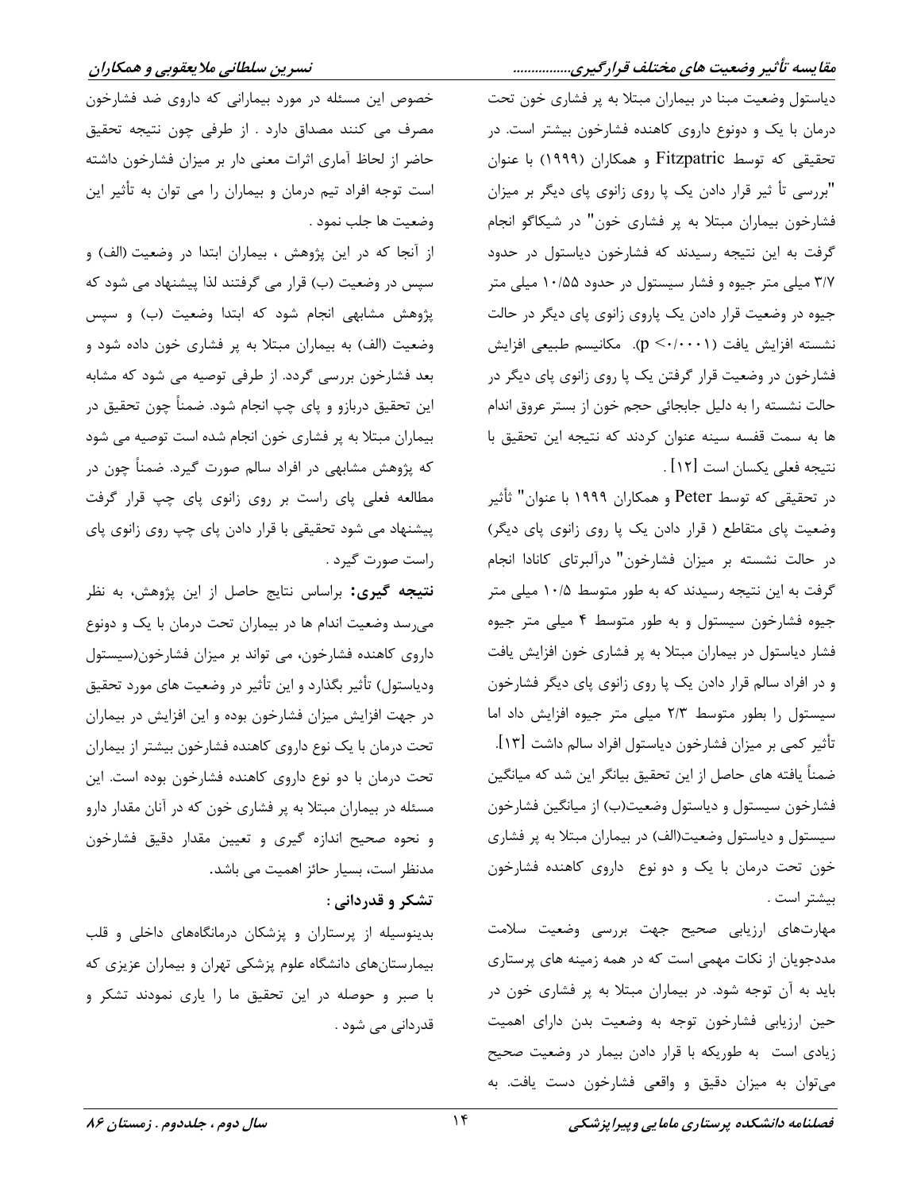دیاستول وضعیت مبنا در بیماران مبتلا به پر فشاری خون تحت درمان با یک و دونوع داروی کاهنده فشارخون بیشتر است. در تحقیقی که توسط Fitzpatric و همکاران (۱۹۹۹) با عنوان "بررسی تأ ثیر قرار دادن یک پا روی زانوی پای دیگر بر میزان فشارخون بیماران مبتلا به پر فشاری خون" در شیکاگو انجام گرفت به این نتیجه رسیدند که فشارخون دیاستول در حدود ۳/۷ میلی متر جیوه و فشار سیستول در حدود ۱۰/۵۵ میلی متر جیوه در وضعیت قرار دادن یک پاروی زانوی پای دیگر در حالت نشسته افزایش یافت ($p < ۰/۰۰۰۱$). مکانیسم طبیعی افزایش فشارخون در وضعیت قرار گرفتن یک پا روی زانوی پای دیگر در حالت نشسته را به دلیل جابجائی حجم خون از بستر عروق اندام ها به سمت قفسه سینه عنوان کردند که نتیجه این تحقیق با نتیجه فعلی یکسان است [۱۲].

در تحقیقی که توسط Peter و همکاران ۱۹۹۹ با عنوان" تأثیر وضعیت پای متقاطع ( قرار دادن یک پا روی زانوی پای دیگر) در حالت نشسته بر میزان فشارخون" درآلبرتای کانادا انجام گرفت به این نتیجه رسیدند که به طور متوسط ۱۰/۵ میلی متر جیوه فشارخون سیستول و به طور متوسط ۴ میلی متر جیوه فشار دیاستول در بیماران مبتلا به پر فشاری خون افزایش یافت و در افراد سالم قرار دادن یک پا روی زانوی پای دیگر فشارخون سیستول را بطور متوسط ۲/۳ میلی متر جیوه افزایش داد اما تأثیر کمی بر میزان فشارخون دیاستول افراد سالم داشت [۱۳].

ضمناً یافته های حاصل از این تحقیق بیانگر این شد که میانگین فشارخون سیستول و دیاستول وضعیت(ب) از میانگین فشارخون سیستول و دیاستول وضعیت(الف) در بیماران مبتلا به پر فشاری خون تحت درمان با یک و دو نوع داروی کاهنده فشارخون بیشتر است .

مهارت‌های ارزیابی صحیح جهت بررسی وضعیت سلامت مددجویان از نکات مهمی است که در همه زمینه های پرستاری باید به آن توجه شود. در بیماران مبتلا به پر فشاری خون در حین ارزیابی فشارخون توجه به وضعیت بدن دارای اهمیت زیادی است به طوریکه با قرار دادن بیمار در وضعیت صحیح می‌توان به میزان دقیق و واقعی فشارخون دست یافت. به خصوص این مسئله در مورد بیمارانی که داروی ضد فشارخون مصرف می کنند مصداق دارد . از طرفی چون نتیجه تحقیق حاضر از لحاظ آماری اثرات معنی دار بر میزان فشارخون داشته است توجه افراد تیم درمان و بیماران را می توان به تأثیر این وضعیت ها جلب نمود .

از آنجا که در این پژوهش ، بیماران ابتدا در وضعیت (الف) و سپس در وضعیت (ب) قرار می گرفتند لذا پیشنهاد می شود که پژوهش مشابهی انجام شود که ابتدا وضعیت (ب) و سپس وضعیت (الف) به بیماران مبتلا به پر فشاری خون داده شود و بعد فشارخون بررسی گردد. از طرفی توصیه می شود که مشابه این تحقیق دربازو و پای چپ انجام شود. ضمناً چون تحقیق در بیماران مبتلا به پر فشاری خون انجام شده است توصیه می شود که پژوهش مشابهی در افراد سالم صورت گیرد. ضمناً چون در مطالعه فعلی پای راست بر روی زانوی پای چپ قرار گرفت پیشنهاد می شود تحقیقی با قرار دادن پای چپ روی زانوی پای راست صورت گیرد .

**نتیجه گیری:** براساس نتایج حاصل از این پژوهش، به نظر می‌رسد وضعیت اندام ها در بیماران تحت درمان با یک و دونوع داروی کاهنده فشارخون، می تواند بر میزان فشارخون(سیستول ودیاستول) تأثیر بگذارد و این تأثیر در وضعیت های مورد تحقیق در جهت افزایش میزان فشارخون بوده و این افزایش در بیماران تحت درمان با یک نوع داروی کاهنده فشارخون بیشتر از بیماران تحت درمان با دو نوع داروی کاهنده فشارخون بوده است. این مسئله در بیماران مبتلا به پر فشاری خون که در آنان مقدار دارو و نحوه صحیح اندازه گیری و تعیین مقدار دقیق فشارخون مدنظر است، بسیار حائز اهمیت می باشد.

### تشکر و قدردانی :

بدینوسیله از پرستاران و پزشکان درمانگاه‌های داخلی و قلب بیمارستان‌های دانشگاه علوم پزشکی تهران و بیماران عزیزی که با صبر و حوصله در این تحقیق ما را یاری نمودند تشکر و قدردانی می شود .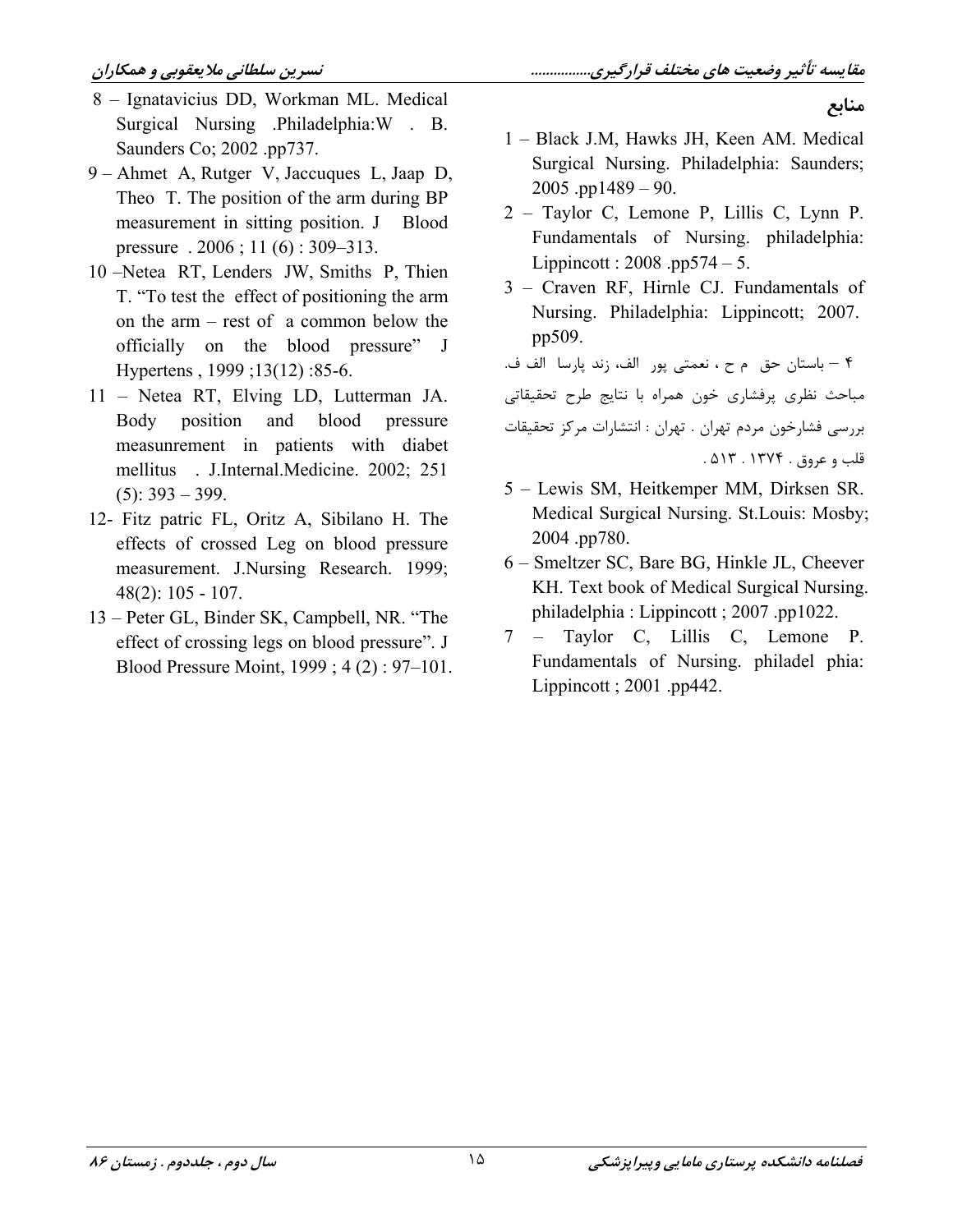## منابع

1 – Black J.M, Hawks JH, Keen AM. Medical Surgical Nursing. Philadelphia: Saunders; 2005 .pp1489 – 90.

2 – Taylor C, Lemone P, Lillis C, Lynn P. Fundamentals of Nursing. philadelphia: Lippincott : 2008 .pp574 – 5.

3 – Craven RF, Hirnle CJ. Fundamentals of Nursing. Philadelphia: Lippincott; 2007. pp509.

۴ – باستان حق م ح ، نعمتی پور الف، زند پارسا الف ف. مباحث نظری پرفشاری خون همراه با نتایج طرح تحقیقاتی بررسی فشارخون مردم تهران . تهران : انتشارات مرکز تحقیقات قلب و عروق . ۱۳۷۴ . ۵۱۳ .

5 – Lewis SM, Heitkemper MM, Dirksen SR. Medical Surgical Nursing. St.Louis: Mosby; 2004 .pp780.

6 – Smeltzer SC, Bare BG, Hinkle JL, Cheever KH. Text book of Medical Surgical Nursing. philadelphia : Lippincott ; 2007 .pp1022.

7 – Taylor C, Lillis C, Lemone P. Fundamentals of Nursing. philadel phia: Lippincott ; 2001 .pp442.

8 – Ignatavicius DD, Workman ML. Medical Surgical Nursing .Philadelphia:W . B. Saunders Co; 2002 .pp737.

9 – Ahmet A, Rutger V, Jaccuques L, Jaap D, Theo T. The position of the arm during BP measurement in sitting position. J Blood pressure . 2006 ; 11 (6) : 309–313.

10 –Netea RT, Lenders JW, Smiths P, Thien T. "To test the effect of positioning the arm on the arm – rest of a common below the officially on the blood pressure" J Hypertens , 1999 ;13(12) :85-6.

11 – Netea RT, Elving LD, Lutterman JA. Body position and blood pressure measunrement in patients with diabet mellitus . J.Internal.Medicine. 2002; 251 (5): 393 – 399.

12- Fitz patric FL, Oritz A, Sibilano H. The effects of crossed Leg on blood pressure measurement. J.Nursing Research. 1999; 48(2): 105 - 107.

13 – Peter GL, Binder SK, Campbell, NR. "The effect of crossing legs on blood pressure". J Blood Pressure Moint, 1999 ; 4 (2) : 97–101.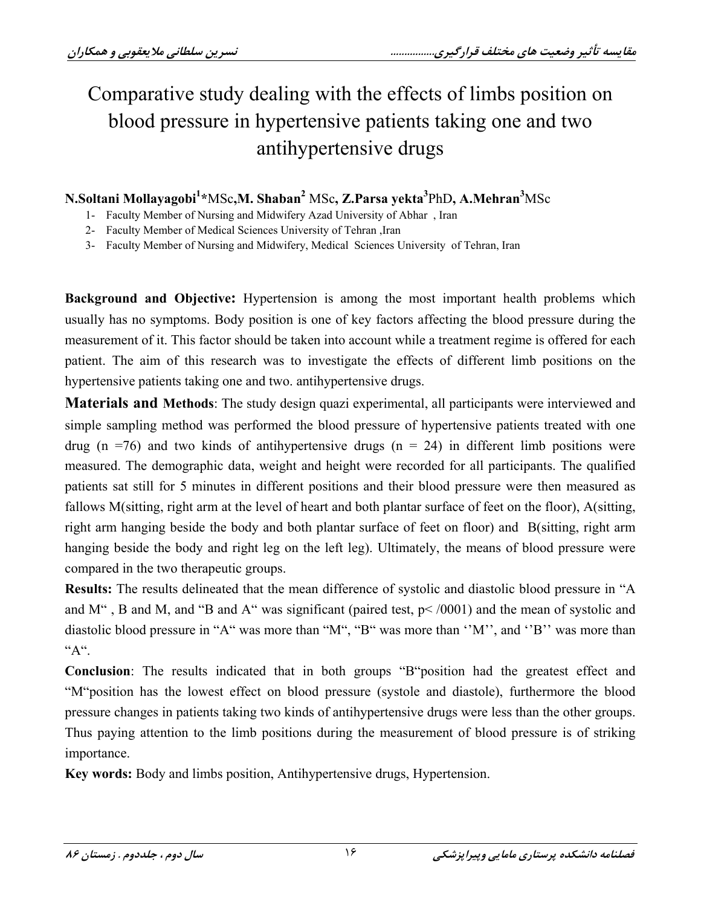# Comparative study dealing with the effects of limbs position on blood pressure in hypertensive patients taking one and two antihypertensive drugs

**N.Soltani Mollayagobi[1]\*MSc, M. Shaban[2] MSc, Z.Parsa yekta[3]PhD, A.Mehran[3]MSc**

1- Faculty Member of Nursing and Midwifery Azad University of Abhar , Iran
2- Faculty Member of Medical Sciences University of Tehran ,Iran
3- Faculty Member of Nursing and Midwifery, Medical Sciences University of Tehran, Iran

**Background and Objective:** Hypertension is among the most important health problems which usually has no symptoms. Body position is one of key factors affecting the blood pressure during the measurement of it. This factor should be taken into account while a treatment regime is offered for each patient. The aim of this research was to investigate the effects of different limb positions on the hypertensive patients taking one and two. antihypertensive drugs.

**Materials and Methods**: The study design quazi experimental, all participants were interviewed and simple sampling method was performed the blood pressure of hypertensive patients treated with one drug (n =76) and two kinds of antihypertensive drugs (n = 24) in different limb positions were measured. The demographic data, weight and height were recorded for all participants. The qualified patients sat still for 5 minutes in different positions and their blood pressure were then measured as fallows M(sitting, right arm at the level of heart and both plantar surface of feet on the floor), A(sitting, right arm hanging beside the body and both plantar surface of feet on floor) and B(sitting, right arm hanging beside the body and right leg on the left leg). Ultimately, the means of blood pressure were compared in the two therapeutic groups.

**Results:** The results delineated that the mean difference of systolic and diastolic blood pressure in "A and M" , B and M, and "B and A" was significant (paired test, p< /0001) and the mean of systolic and diastolic blood pressure in "A" was more than "M", "B" was more than ''M'', and ''B'' was more than "A".

**Conclusion**: The results indicated that in both groups "B"position had the greatest effect and "M"position has the lowest effect on blood pressure (systole and diastole), furthermore the blood pressure changes in patients taking two kinds of antihypertensive drugs were less than the other groups. Thus paying attention to the limb positions during the measurement of blood pressure is of striking importance.

**Key words:** Body and limbs position, Antihypertensive drugs, Hypertension.